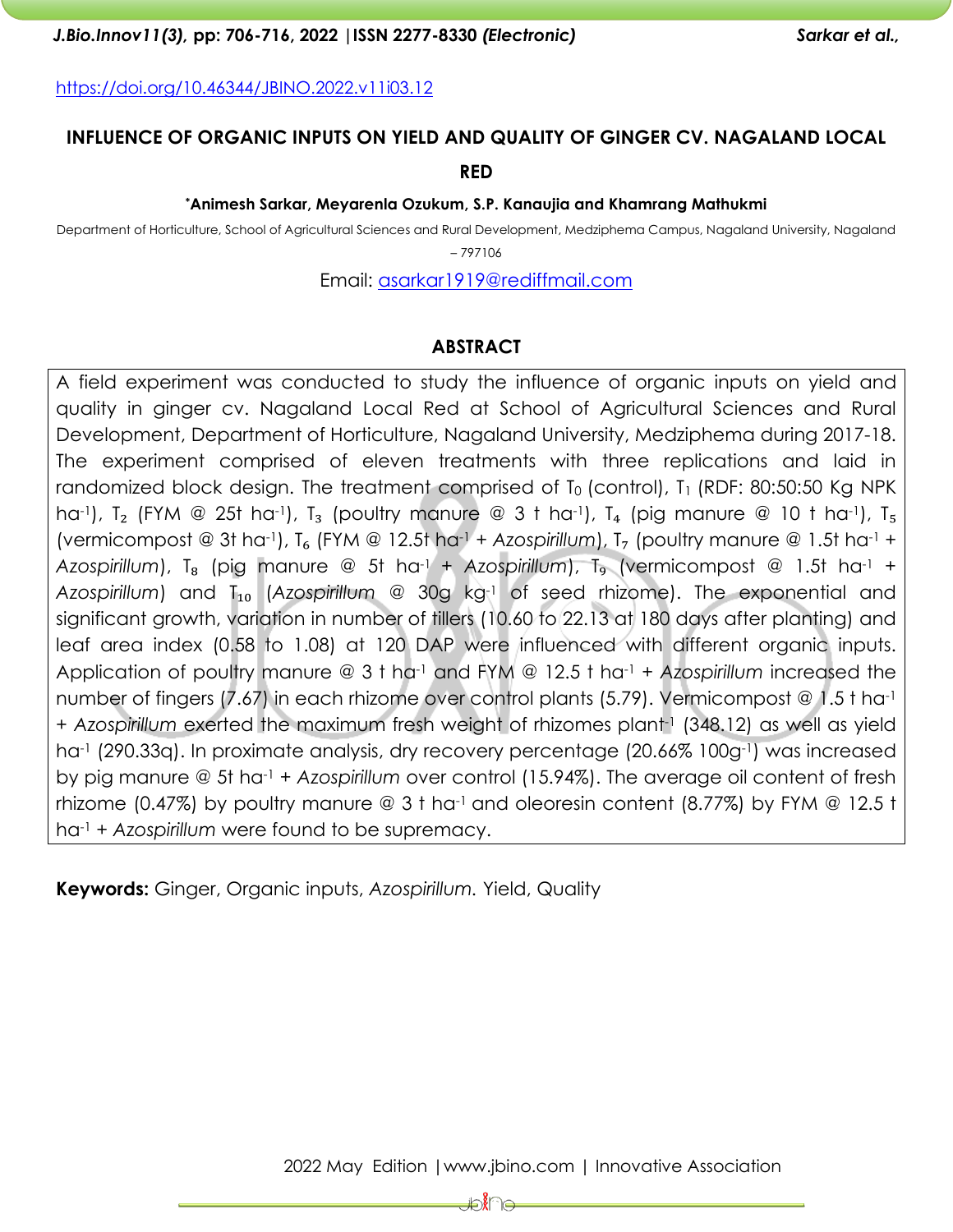https://doi.org/10.46344/JBINO.2022.v11i03.12

# INFLUENCE OF ORGANIC INPUTS ON YIELD AND QUALITY OF GINGER CV. NAGALAND LOCAL RED

**\*Animesh Sarkar, Meyarenla Ozukum, S.P. Kanaujia and Khamrang Mathukmi**

Department of Horticulture, School of Agricultural Sciences and Rural Development, Medziphema Campus, Nagaland University, Nagaland – 797106

Email: asarkar1919@rediffmail.com

## ABSTRACT

A field experiment was conducted to study the influence of organic inputs on yield and quality in ginger cv. Nagaland Local Red at School of Agricultural Sciences and Rural Development, Department of Horticulture, Nagaland University, Medziphema during 2017-18. The experiment comprised of eleven treatments with three replications and laid in randomized block design. The treatment comprised of $T_0$ (control), $T_1$ (RDF: 80:50:50 Kg NPK ha$^{-1}$), $T_2$ (FYM @ 25t ha$^{-1}$), $T_3$ (poultry manure @ 3 t ha$^{-1}$), $T_4$ (pig manure @ 10 t ha$^{-1}$), $T_5$ (vermicompost @ 3t ha$^{-1}$), $T_6$ (FYM @ 12.5t ha$^{-1}$ + *Azospirillum*), $T_7$ (poultry manure @ 1.5t ha$^{-1}$ + *Azospirillum*), $T_8$ (pig manure @ 5t ha$^{-1}$ + *Azospirillum*), $T_9$ (vermicompost @ 1.5t ha$^{-1}$ + *Azospirillum*) and $T_{10}$ (*Azospirillum* @ 30g kg$^{-1}$ of seed rhizome). The exponential and significant growth, variation in number of tillers (10.60 to 22.13 at 180 days after planting) and leaf area index (0.58 to 1.08) at 120 DAP were influenced with different organic inputs. Application of poultry manure @ 3 t ha$^{-1}$ and FYM @ 12.5 t ha$^{-1}$ + *Azospirillum* increased the number of fingers (7.67) in each rhizome over control plants (5.79). Vermicompost @ 1.5 t ha$^{-1}$ + *Azospirillum* exerted the maximum fresh weight of rhizomes plant$^{-1}$ (348.12) as well as yield ha$^{-1}$ (290.33q). In proximate analysis, dry recovery percentage (20.66% 100g$^{-1}$) was increased by pig manure @ 5t ha$^{-1}$ + *Azospirillum* over control (15.94%). The average oil content of fresh rhizome (0.47%) by poultry manure @ 3 t ha$^{-1}$ and oleoresin content (8.77%) by FYM @ 12.5 t ha$^{-1}$ + *Azospirillum* were found to be supremacy.

**Keywords:** Ginger, Organic inputs, *Azospirillum*. Yield, Quality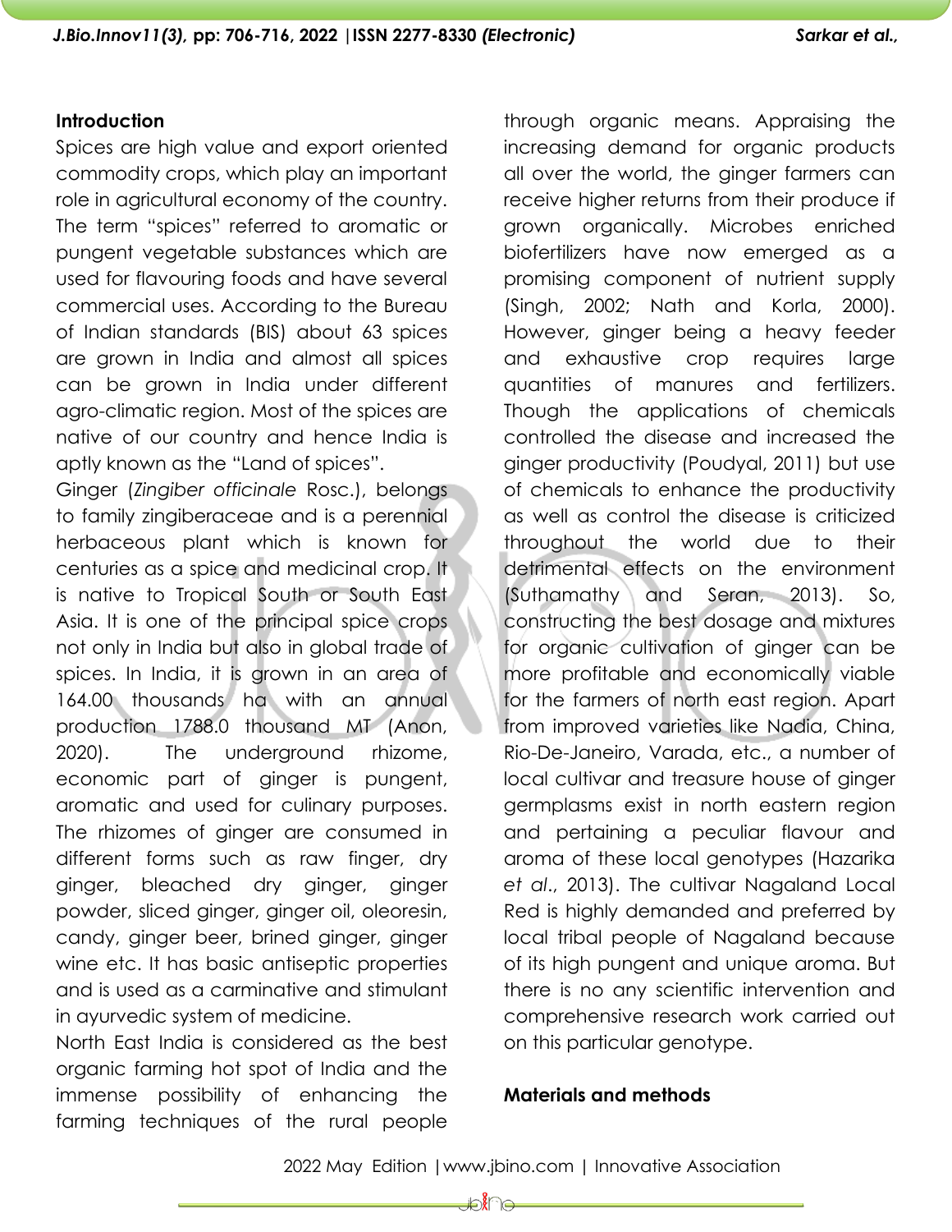## Introduction

Spices are high value and export oriented commodity crops, which play an important role in agricultural economy of the country. The term "spices" referred to aromatic or pungent vegetable substances which are used for flavouring foods and have several commercial uses. According to the Bureau of Indian standards (BIS) about 63 spices are grown in India and almost all spices can be grown in India under different agro-climatic region. Most of the spices are native of our country and hence India is aptly known as the "Land of spices".

Ginger (*Zingiber officinale* Rosc.), belongs to family zingiberaceae and is a perennial herbaceous plant which is known for centuries as a spice and medicinal crop. It is native to Tropical South or South East Asia. It is one of the principal spice crops not only in India but also in global trade of spices. In India, it is grown in an area of 164.00 thousands ha with an annual production 1788.0 thousand MT (Anon, 2020). The underground rhizome, economic part of ginger is pungent, aromatic and used for culinary purposes. The rhizomes of ginger are consumed in different forms such as raw finger, dry ginger, bleached dry ginger, ginger powder, sliced ginger, ginger oil, oleoresin, candy, ginger beer, brined ginger, ginger wine etc. It has basic antiseptic properties and is used as a carminative and stimulant in ayurvedic system of medicine.

North East India is considered as the best organic farming hot spot of India and the immense possibility of enhancing the farming techniques of the rural people through organic means. Appraising the increasing demand for organic products all over the world, the ginger farmers can receive higher returns from their produce if grown organically. Microbes enriched biofertilizers have now emerged as a promising component of nutrient supply (Singh, 2002; Nath and Korla, 2000). However, ginger being a heavy feeder and exhaustive crop requires large quantities of manures and fertilizers. Though the applications of chemicals controlled the disease and increased the ginger productivity (Poudyal, 2011) but use of chemicals to enhance the productivity as well as control the disease is criticized throughout the world due to their detrimental effects on the environment (Suthamathy and Seran, 2013). So, constructing the best dosage and mixtures for organic cultivation of ginger can be more profitable and economically viable for the farmers of north east region. Apart from improved varieties like Nadia, China, Rio-De-Janeiro, Varada, etc., a number of local cultivar and treasure house of ginger germplasms exist in north eastern region and pertaining a peculiar flavour and aroma of these local genotypes (Hazarika *et al*., 2013). The cultivar Nagaland Local Red is highly demanded and preferred by local tribal people of Nagaland because of its high pungent and unique aroma. But there is no any scientific intervention and comprehensive research work carried out on this particular genotype.

## Materials and methods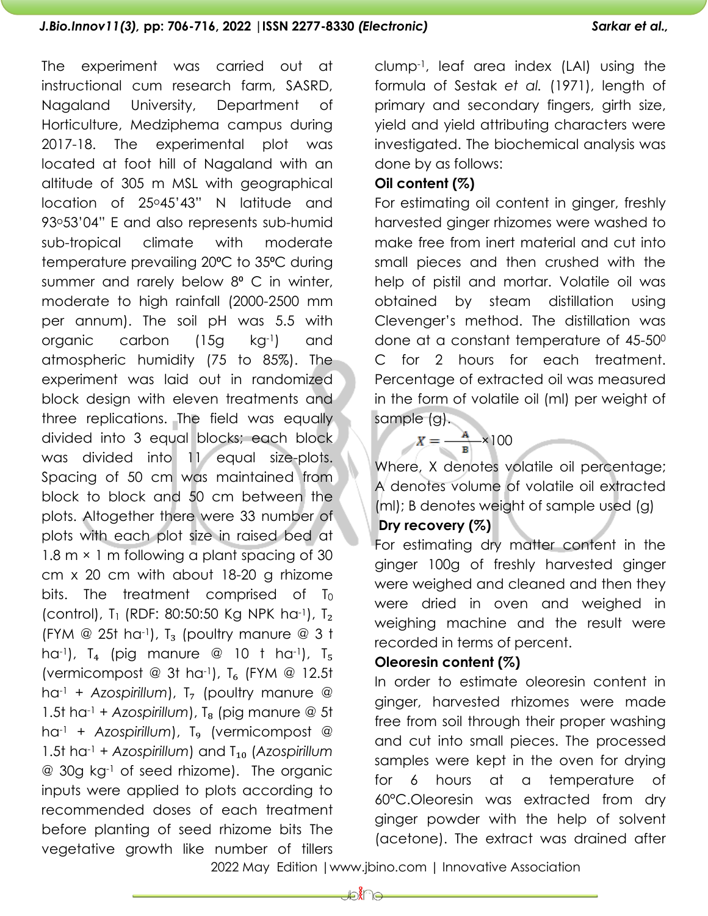The experiment was carried out at instructional cum research farm, SASRD, Nagaland University, Department of Horticulture, Medziphema campus during 2017-18. The experimental plot was located at foot hill of Nagaland with an altitude of 305 m MSL with geographical location of 25°45'43" N latitude and 93°53'04" E and also represents sub-humid sub-tropical climate with moderate temperature prevailing 20ºC to 35ºC during summer and rarely below 8º C in winter, moderate to high rainfall (2000-2500 mm per annum). The soil pH was 5.5 with organic carbon (15g $kg^{-1}$) and atmospheric humidity (75 to 85%). The experiment was laid out in randomized block design with eleven treatments and three replications. The field was equally divided into 3 equal blocks; each block was divided into 11 equal size-plots. Spacing of 50 cm was maintained from block to block and 50 cm between the plots. Altogether there were 33 number of plots with each plot size in raised bed at 1.8 m × 1 m following a plant spacing of 30 cm x 20 cm with about 18-20 g rhizome bits. The treatment comprised of $T_0$ (control), $T_1$ (RDF: 80:50:50 Kg NPK $ha^{-1}$), $T_2$ (FYM @ 25t $ha^{-1}$), $T_3$ (poultry manure @ 3 t $ha^{-1}$), $T_4$ (pig manure @ 10 t $ha^{-1}$), $T_5$ (vermicompost @ 3t $ha^{-1}$), $T_6$ (FYM @ 12.5t $ha^{-1}$ + *Azospirillum*), $T_7$ (poultry manure @ 1.5t $ha^{-1}$ + *Azospirillum*), $T_8$ (pig manure @ 5t $ha^{-1}$ + *Azospirillum*), $T_9$ (vermicompost @ 1.5t $ha^{-1}$ + *Azospirillum*) and $T_{10}$ (*Azospirillum* @ 30g $kg^{-1}$ of seed rhizome). The organic inputs were applied to plots according to recommended doses of each treatment before planting of seed rhizome bits The vegetative growth like number of tillers $clump^{-1}$, leaf area index (LAI) using the formula of Sestak *et al.* (1971), length of primary and secondary fingers, girth size, yield and yield attributing characters were investigated. The biochemical analysis was done by as follows:

**Oil content (%)**

For estimating oil content in ginger, freshly harvested ginger rhizomes were washed to make free from inert material and cut into small pieces and then crushed with the help of pistil and mortar. Volatile oil was obtained by steam distillation using Clevenger's method. The distillation was done at a constant temperature of 45-50$^0$ C for 2 hours for each treatment. Percentage of extracted oil was measured in the form of volatile oil (ml) per weight of sample (g).

$$X = \frac{A}{B} \times 100$$

Where, X denotes volatile oil percentage; A denotes volume of volatile oil extracted (ml); B denotes weight of sample used (g)

**Dry recovery (%)**

For estimating dry matter content in the ginger 100g of freshly harvested ginger were weighed and cleaned and then they were dried in oven and weighed in weighing machine and the result were recorded in terms of percent.

**Oleoresin content (%)**

In order to estimate oleoresin content in ginger, harvested rhizomes were made free from soil through their proper washing and cut into small pieces. The processed samples were kept in the oven for drying for 6 hours at a temperature of 60°C.Oleoresin was extracted from dry ginger powder with the help of solvent (acetone). The extract was drained after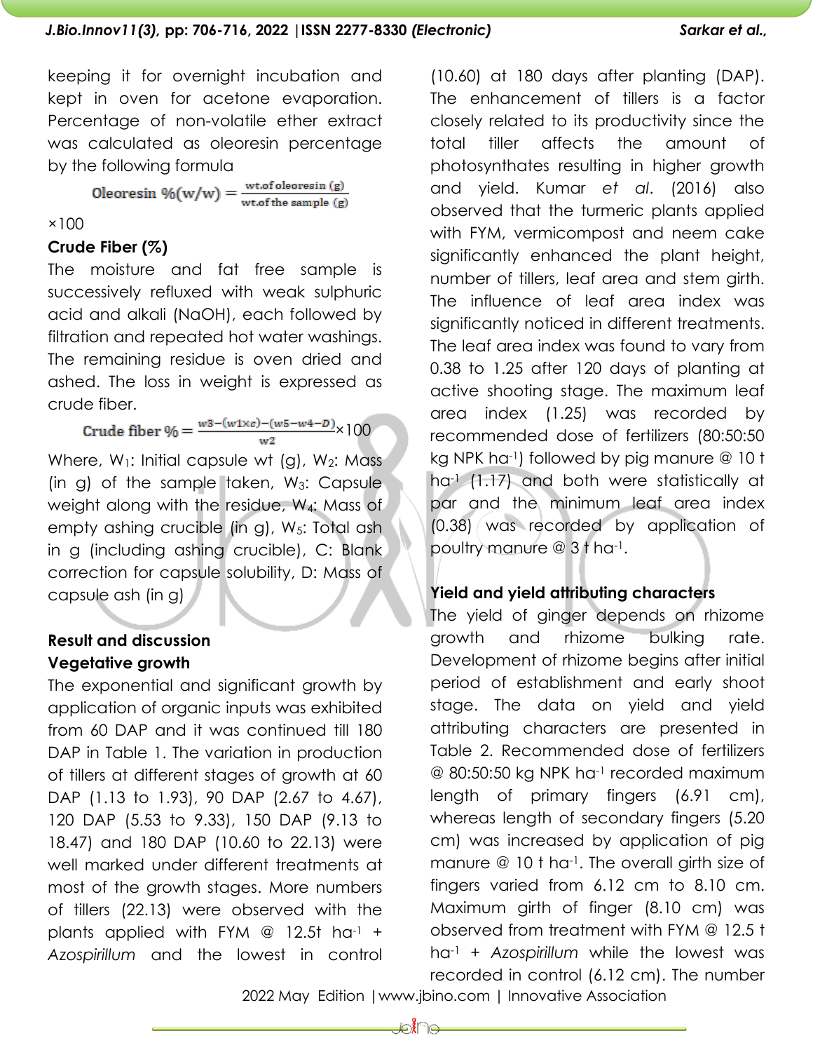keeping it for overnight incubation and kept in oven for acetone evaporation. Percentage of non-volatile ether extract was calculated as oleoresin percentage by the following formula

$$\text{Oleoresin }\%(\text{w/w}) = \frac{\text{wt.of oleoresin (g)}}{\text{wt.of the sample (g)}} \times 100$$

**Crude Fiber (%)**

The moisture and fat free sample is successively refluxed with weak sulphuric acid and alkali (NaOH), each followed by filtration and repeated hot water washings. The remaining residue is oven dried and ashed. The loss in weight is expressed as crude fiber.

$$\text{Crude fiber }\% = \frac{w3-(w1\times c)-(w5-w4-D)}{w2} \times 100$$

Where, $W_1$: Initial capsule wt (g), $W_2$: Mass (in g) of the sample taken, $W_3$: Capsule weight along with the residue, $W_4$: Mass of empty ashing crucible (in g), $W_5$: Total ash in g (including ashing crucible), C: Blank correction for capsule solubility, D: Mass of capsule ash (in g)

## Result and discussion

### Vegetative growth

The exponential and significant growth by application of organic inputs was exhibited from 60 DAP and it was continued till 180 DAP in Table 1. The variation in production of tillers at different stages of growth at 60 DAP (1.13 to 1.93), 90 DAP (2.67 to 4.67), 120 DAP (5.53 to 9.33), 150 DAP (9.13 to 18.47) and 180 DAP (10.60 to 22.13) were well marked under different treatments at most of the growth stages. More numbers of tillers (22.13) were observed with the plants applied with FYM @ 12.5t ha$^{-1}$ + *Azospirillum* and the lowest in control (10.60) at 180 days after planting (DAP). The enhancement of tillers is a factor closely related to its productivity since the total tiller affects the amount of photosynthates resulting in higher growth and yield. Kumar *et al*. (2016) also observed that the turmeric plants applied with FYM, vermicompost and neem cake significantly enhanced the plant height, number of tillers, leaf area and stem girth. The influence of leaf area index was significantly noticed in different treatments. The leaf area index was found to vary from 0.38 to 1.25 after 120 days of planting at active shooting stage. The maximum leaf area index (1.25) was recorded by recommended dose of fertilizers (80:50:50 kg NPK ha$^{-1}$) followed by pig manure @ 10 t ha$^{-1}$ (1.17) and both were statistically at par and the minimum leaf area index (0.38) was recorded by application of poultry manure @ 3 t ha$^{-1}$.

### Yield and yield attributing characters

The yield of ginger depends on rhizome growth and rhizome bulking rate. Development of rhizome begins after initial period of establishment and early shoot stage. The data on yield and yield attributing characters are presented in Table 2. Recommended dose of fertilizers @ 80:50:50 kg NPK ha$^{-1}$ recorded maximum length of primary fingers (6.91 cm), whereas length of secondary fingers (5.20 cm) was increased by application of pig manure @ 10 t ha$^{-1}$. The overall girth size of fingers varied from 6.12 cm to 8.10 cm. Maximum girth of finger (8.10 cm) was observed from treatment with FYM @ 12.5 t ha$^{-1}$ + *Azospirillum* while the lowest was recorded in control (6.12 cm). The number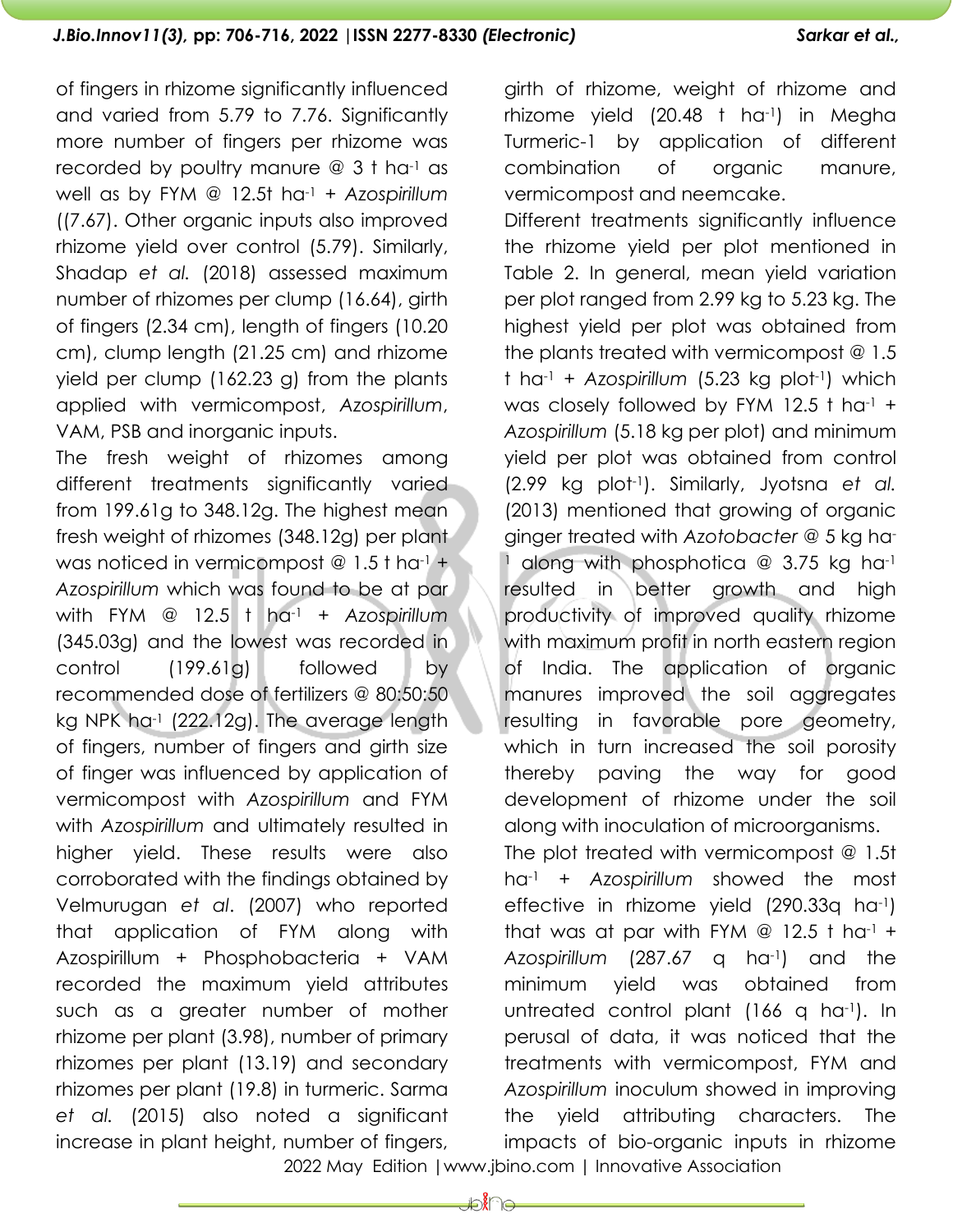of fingers in rhizome significantly influenced and varied from 5.79 to 7.76. Significantly more number of fingers per rhizome was recorded by poultry manure @ 3 t ha$^{-1}$ as well as by FYM @ 12.5t ha$^{-1}$ + *Azospirillum* ((7.67). Other organic inputs also improved rhizome yield over control (5.79). Similarly, Shadap *et al.* (2018) assessed maximum number of rhizomes per clump (16.64), girth of fingers (2.34 cm), length of fingers (10.20 cm), clump length (21.25 cm) and rhizome yield per clump (162.23 g) from the plants applied with vermicompost, *Azospirillum*, VAM, PSB and inorganic inputs.

The fresh weight of rhizomes among different treatments significantly varied from 199.61g to 348.12g. The highest mean fresh weight of rhizomes (348.12g) per plant was noticed in vermicompost @ 1.5 t ha$^{-1}$ + *Azospirillum* which was found to be at par with FYM @ 12.5 t ha$^{-1}$ + *Azospirillum* (345.03g) and the lowest was recorded in control (199.61g) followed by recommended dose of fertilizers @ 80:50:50 kg NPK ha$^{-1}$ (222.12g). The average length of fingers, number of fingers and girth size of finger was influenced by application of vermicompost with *Azospirillum* and FYM with *Azospirillum* and ultimately resulted in higher yield. These results were also corroborated with the findings obtained by Velmurugan *et al*. (2007) who reported that application of FYM along with Azospirillum + Phosphobacteria + VAM recorded the maximum yield attributes such as a greater number of mother rhizome per plant (3.98), number of primary rhizomes per plant (13.19) and secondary rhizomes per plant (19.8) in turmeric. Sarma *et al.* (2015) also noted a significant increase in plant height, number of fingers, girth of rhizome, weight of rhizome and rhizome yield (20.48 t ha$^{-1}$) in Megha Turmeric-1 by application of different combination of organic manure, vermicompost and neemcake.

Different treatments significantly influence the rhizome yield per plot mentioned in Table 2. In general, mean yield variation per plot ranged from 2.99 kg to 5.23 kg. The highest yield per plot was obtained from the plants treated with vermicompost @ 1.5 t ha$^{-1}$ + *Azospirillum* (5.23 kg plot$^{-1}$) which was closely followed by FYM 12.5 t ha$^{-1}$ + *Azospirillum* (5.18 kg per plot) and minimum yield per plot was obtained from control (2.99 kg plot$^{-1}$). Similarly, Jyotsna *et al.* (2013) mentioned that growing of organic ginger treated with *Azotobacter* @ 5 kg ha$^{-1}$ along with phosphotica @ 3.75 kg ha$^{-1}$ resulted in better growth and high productivity of improved quality rhizome with maximum profit in north eastern region of India. The application of organic manures improved the soil aggregates resulting in favorable pore geometry, which in turn increased the soil porosity thereby paving the way for good development of rhizome under the soil along with inoculation of microorganisms.

The plot treated with vermicompost @ 1.5t ha$^{-1}$ + *Azospirillum* showed the most effective in rhizome yield (290.33q ha$^{-1}$) that was at par with FYM @ 12.5 t ha$^{-1}$ + *Azospirillum* (287.67 q ha$^{-1}$) and the minimum yield was obtained from untreated control plant (166 q ha$^{-1}$). In perusal of data, it was noticed that the treatments with vermicompost, FYM and *Azospirillum* inoculum showed in improving the yield attributing characters. The impacts of bio-organic inputs in rhizome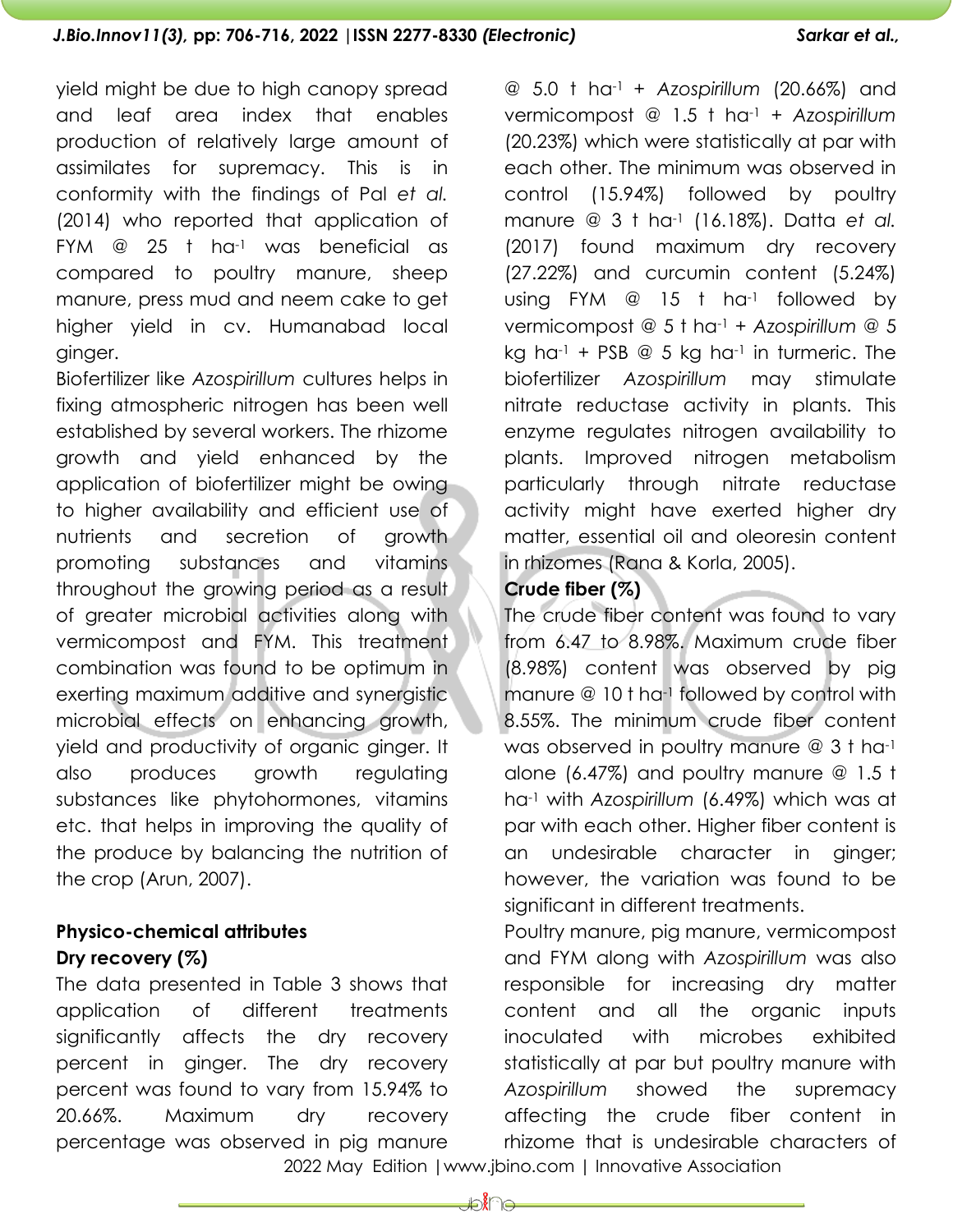yield might be due to high canopy spread and leaf area index that enables production of relatively large amount of assimilates for supremacy. This is in conformity with the findings of Pal *et al.* (2014) who reported that application of FYM @ 25 t ha$^{-1}$ was beneficial as compared to poultry manure, sheep manure, press mud and neem cake to get higher yield in cv. Humanabad local ginger.

Biofertilizer like *Azospirillum* cultures helps in fixing atmospheric nitrogen has been well established by several workers. The rhizome growth and yield enhanced by the application of biofertilizer might be owing to higher availability and efficient use of nutrients and secretion of growth promoting substances and vitamins throughout the growing period as a result of greater microbial activities along with vermicompost and FYM. This treatment combination was found to be optimum in exerting maximum additive and synergistic microbial effects on enhancing growth, yield and productivity of organic ginger. It also produces growth regulating substances like phytohormones, vitamins etc. that helps in improving the quality of the produce by balancing the nutrition of the crop (Arun, 2007).

### Physico-chemical attributes

#### Dry recovery (%)

The data presented in Table 3 shows that application of different treatments significantly affects the dry recovery percent in ginger. The dry recovery percent was found to vary from 15.94% to 20.66%. Maximum dry recovery percentage was observed in pig manure @ 5.0 t ha$^{-1}$ + *Azospirillum* (20.66%) and vermicompost @ 1.5 t ha$^{-1}$ + *Azospirillum* (20.23%) which were statistically at par with each other. The minimum was observed in control (15.94%) followed by poultry manure @ 3 t ha$^{-1}$ (16.18%). Datta *et al.* (2017) found maximum dry recovery (27.22%) and curcumin content (5.24%) using FYM @ 15 t ha$^{-1}$ followed by vermicompost @ 5 t ha$^{-1}$ + *Azospirillum* @ 5 kg ha$^{-1}$ + PSB @ 5 kg ha$^{-1}$ in turmeric. The biofertilizer *Azospirillum* may stimulate nitrate reductase activity in plants. This enzyme regulates nitrogen availability to plants. Improved nitrogen metabolism particularly through nitrate reductase activity might have exerted higher dry matter, essential oil and oleoresin content in rhizomes (Rana & Korla, 2005).

#### Crude fiber (%)

The crude fiber content was found to vary from 6.47 to 8.98%. Maximum crude fiber (8.98%) content was observed by pig manure @ 10 t ha$^{-1}$ followed by control with 8.55%. The minimum crude fiber content was observed in poultry manure @ 3 t ha$^{-1}$ alone (6.47%) and poultry manure @ 1.5 t ha$^{-1}$ with *Azospirillum* (6.49%) which was at par with each other. Higher fiber content is an undesirable character in ginger; however, the variation was found to be significant in different treatments.

Poultry manure, pig manure, vermicompost and FYM along with *Azospirillum* was also responsible for increasing dry matter content and all the organic inputs inoculated with microbes exhibited statistically at par but poultry manure with *Azospirillum* showed the supremacy affecting the crude fiber content in rhizome that is undesirable characters of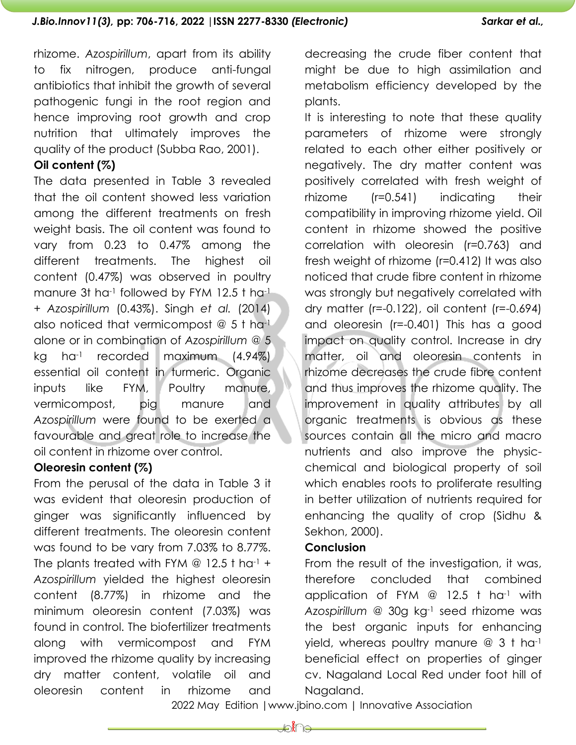rhizome. *Azospirillum*, apart from its ability to fix nitrogen, produce anti-fungal antibiotics that inhibit the growth of several pathogenic fungi in the root region and hence improving root growth and crop nutrition that ultimately improves the quality of the product (Subba Rao, 2001).

**Oil content (%)**

The data presented in Table 3 revealed that the oil content showed less variation among the different treatments on fresh weight basis. The oil content was found to vary from 0.23 to 0.47% among the different treatments. The highest oil content (0.47%) was observed in poultry manure 3t ha$^{-1}$ followed by FYM 12.5 t ha$^{-1}$ + *Azospirillum* (0.43%). Singh *et al.* (2014) also noticed that vermicompost @ 5 t ha$^{-1}$ alone or in combination of *Azospirillum* @ 5 kg ha$^{-1}$ recorded maximum (4.94%) essential oil content in turmeric. Organic inputs like FYM, Poultry manure, vermicompost, pig manure and *Azospirillum* were found to be exerted a favourable and great role to increase the oil content in rhizome over control.

**Oleoresin content (%)**

From the perusal of the data in Table 3 it was evident that oleoresin production of ginger was significantly influenced by different treatments. The oleoresin content was found to be vary from 7.03% to 8.77%. The plants treated with FYM @ 12.5 t ha$^{-1}$ + *Azospirillum* yielded the highest oleoresin content (8.77%) in rhizome and the minimum oleoresin content (7.03%) was found in control. The biofertilizer treatments along with vermicompost and FYM improved the rhizome quality by increasing dry matter content, volatile oil and oleoresin content in rhizome and decreasing the crude fiber content that might be due to high assimilation and metabolism efficiency developed by the plants.

It is interesting to note that these quality parameters of rhizome were strongly related to each other either positively or negatively. The dry matter content was positively correlated with fresh weight of rhizome (r=0.541) indicating their compatibility in improving rhizome yield. Oil content in rhizome showed the positive correlation with oleoresin (r=0.763) and fresh weight of rhizome (r=0.412) It was also noticed that crude fibre content in rhizome was strongly but negatively correlated with dry matter (r=-0.122), oil content (r=-0.694) and oleoresin (r=-0.401) This has a good impact on quality control. Increase in dry matter, oil and oleoresin contents in rhizome decreases the crude fibre content and thus improves the rhizome quality. The improvement in quality attributes by all organic treatments is obvious as these sources contain all the micro and macro nutrients and also improve the physic-chemical and biological property of soil which enables roots to proliferate resulting in better utilization of nutrients required for enhancing the quality of crop (Sidhu & Sekhon, 2000).

**Conclusion**

From the result of the investigation, it was, therefore concluded that combined application of FYM @ 12.5 t ha$^{-1}$ with *Azospirillum* @ 30g kg$^{-1}$ seed rhizome was the best organic inputs for enhancing yield, whereas poultry manure @ 3 t ha$^{-1}$ beneficial effect on properties of ginger cv. Nagaland Local Red under foot hill of Nagaland.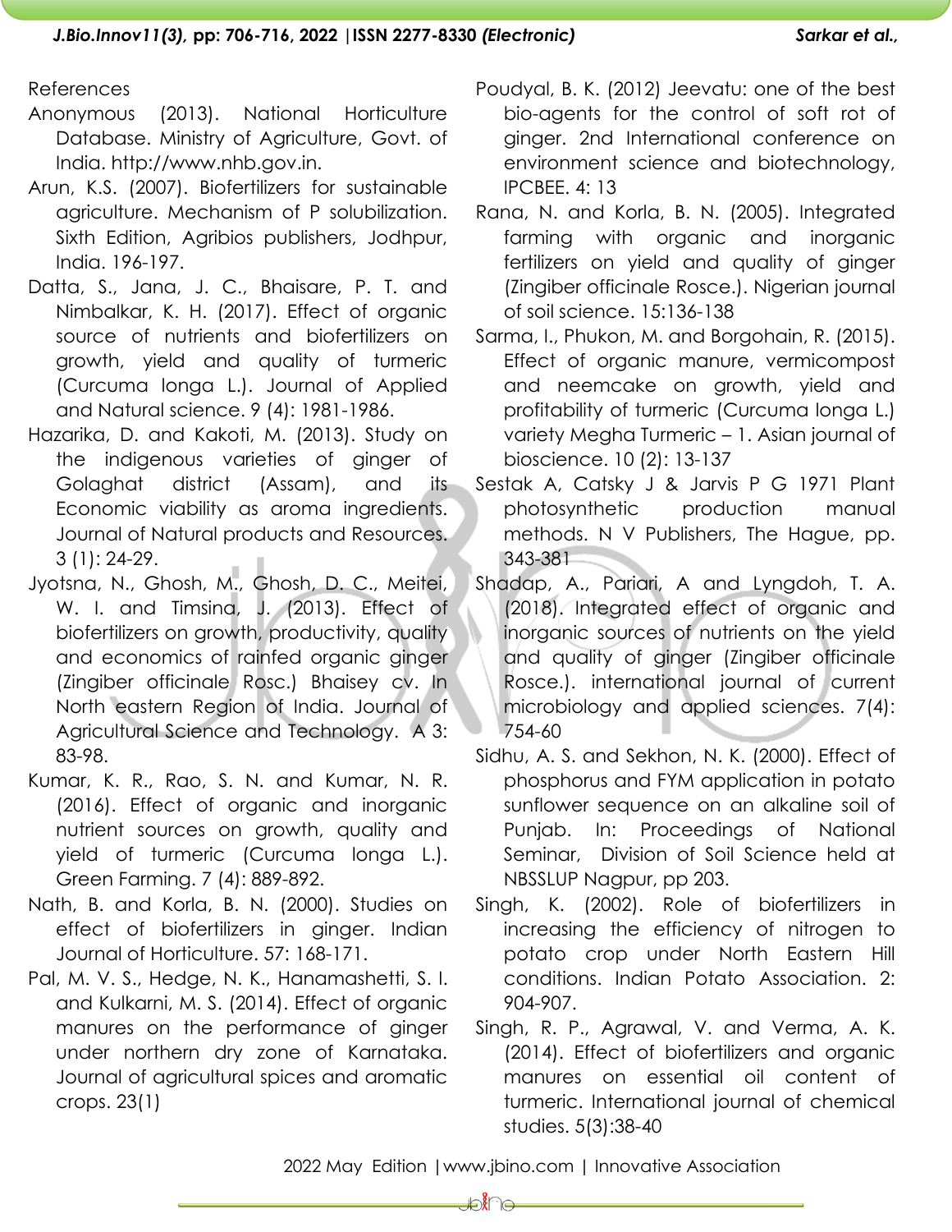References

Anonymous (2013). National Horticulture Database. Ministry of Agriculture, Govt. of India. http://www.nhb.gov.in.

Arun, K.S. (2007). Biofertilizers for sustainable agriculture. Mechanism of P solubilization. Sixth Edition, Agribios publishers, Jodhpur, India. 196-197.

Datta, S., Jana, J. C., Bhaisare, P. T. and Nimbalkar, K. H. (2017). Effect of organic source of nutrients and biofertilizers on growth, yield and quality of turmeric (Curcuma longa L.). Journal of Applied and Natural science. 9 (4): 1981-1986.

Hazarika, D. and Kakoti, M. (2013). Study on the indigenous varieties of ginger of Golaghat district (Assam), and its Economic viability as aroma ingredients. Journal of Natural products and Resources. 3 (1): 24-29.

Jyotsna, N., Ghosh, M., Ghosh, D. C., Meitei, W. I. and Timsina, J. (2013). Effect of biofertilizers on growth, productivity, quality and economics of rainfed organic ginger (Zingiber officinale Rosc.) Bhaisey cv. In North eastern Region of India. Journal of Agricultural Science and Technology. A 3: 83-98.

Kumar, K. R., Rao, S. N. and Kumar, N. R. (2016). Effect of organic and inorganic nutrient sources on growth, quality and yield of turmeric (Curcuma longa L.). Green Farming. 7 (4): 889-892.

Nath, B. and Korla, B. N. (2000). Studies on effect of biofertilizers in ginger. Indian Journal of Horticulture. 57: 168-171.

Pal, M. V. S., Hedge, N. K., Hanamashetti, S. I. and Kulkarni, M. S. (2014). Effect of organic manures on the performance of ginger under northern dry zone of Karnataka. Journal of agricultural spices and aromatic crops. 23(1)

Poudyal, B. K. (2012) Jeevatu: one of the best bio-agents for the control of soft rot of ginger. 2nd International conference on environment science and biotechnology, IPCBEE. 4: 13

Rana, N. and Korla, B. N. (2005). Integrated farming with organic and inorganic fertilizers on yield and quality of ginger (Zingiber officinale Rosce.). Nigerian journal of soil science. 15:136-138

Sarma, I., Phukon, M. and Borgohain, R. (2015). Effect of organic manure, vermicompost and neemcake on growth, yield and profitability of turmeric (Curcuma longa L.) variety Megha Turmeric – 1. Asian journal of bioscience. 10 (2): 13-137

Sestak A, Catsky J & Jarvis P G 1971 Plant photosynthetic production manual methods. N V Publishers, The Hague, pp. 343-381

Shadap, A., Pariari, A and Lyngdoh, T. A. (2018). Integrated effect of organic and inorganic sources of nutrients on the yield and quality of ginger (Zingiber officinale Rosce.). international journal of current microbiology and applied sciences. 7(4): 754-60

Sidhu, A. S. and Sekhon, N. K. (2000). Effect of phosphorus and FYM application in potato sunflower sequence on an alkaline soil of Punjab. In: Proceedings of National Seminar, Division of Soil Science held at NBSSLUP Nagpur, pp 203.

Singh, K. (2002). Role of biofertilizers in increasing the efficiency of nitrogen to potato crop under North Eastern Hill conditions. Indian Potato Association. 2: 904-907.

Singh, R. P., Agrawal, V. and Verma, A. K. (2014). Effect of biofertilizers and organic manures on essential oil content of turmeric. International journal of chemical studies. 5(3):38-40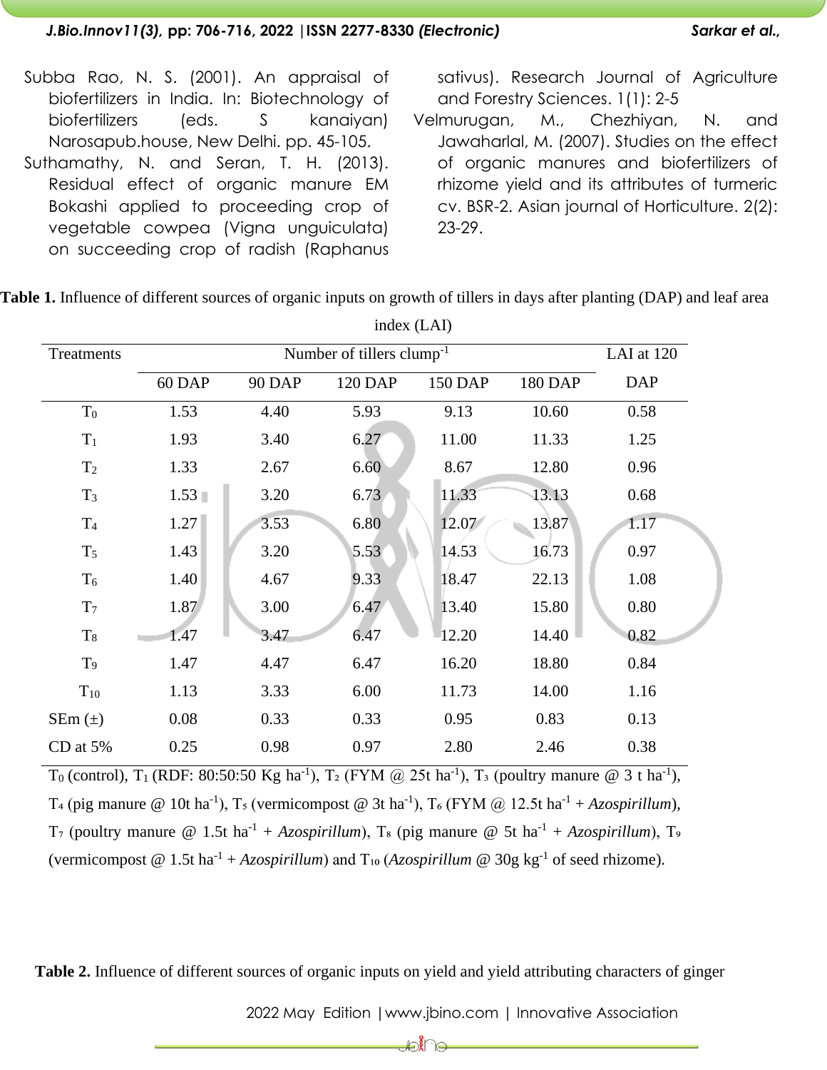Subba Rao, N. S. (2001). An appraisal of biofertilizers in India. In: Biotechnology of biofertilizers (eds. S kanaiyan) Narosapub.house, New Delhi. pp. 45-105.

Suthamathy, N. and Seran, T. H. (2013). Residual effect of organic manure EM Bokashi applied to proceeding crop of vegetable cowpea (Vigna unguiculata) on succeeding crop of radish (Raphanus sativus). Research Journal of Agriculture and Forestry Sciences. 1(1): 2-5

Velmurugan, M., Chezhiyan, N. and Jawaharlal, M. (2007). Studies on the effect of organic manures and biofertilizers of rhizome yield and its attributes of turmeric cv. BSR-2. Asian journal of Horticulture. 2(2): 23-29.

**Table 1.** Influence of different sources of organic inputs on growth of tillers in days after planting (DAP) and leaf area index (LAI)

| Treatments | Number of tillers clump$^{-1}$ | | | | | LAI at 120 DAP |
|---|---|---|---|---|---|---|
| | 60 DAP | 90 DAP | 120 DAP | 150 DAP | 180 DAP | |
| $T_0$ | 1.53 | 4.40 | 5.93 | 9.13 | 10.60 | 0.58 |
| $T_1$ | 1.93 | 3.40 | 6.27 | 11.00 | 11.33 | 1.25 |
| $T_2$ | 1.33 | 2.67 | 6.60 | 8.67 | 12.80 | 0.96 |
| $T_3$ | 1.53 | 3.20 | 6.73 | 11.33 | 13.13 | 0.68 |
| $T_4$ | 1.27 | 3.53 | 6.80 | 12.07 | 13.87 | 1.17 |
| $T_5$ | 1.43 | 3.20 | 5.53 | 14.53 | 16.73 | 0.97 |
| $T_6$ | 1.40 | 4.67 | 9.33 | 18.47 | 22.13 | 1.08 |
| $T_7$ | 1.87 | 3.00 | 6.47 | 13.40 | 15.80 | 0.80 |
| $T_8$ | 1.47 | 3.47 | 6.47 | 12.20 | 14.40 | 0.82 |
| $T_9$ | 1.47 | 4.47 | 6.47 | 16.20 | 18.80 | 0.84 |
| $T_{10}$ | 1.13 | 3.33 | 6.00 | 11.73 | 14.00 | 1.16 |
| SEm (±) | 0.08 | 0.33 | 0.33 | 0.95 | 0.83 | 0.13 |
| CD at 5% | 0.25 | 0.98 | 0.97 | 2.80 | 2.46 | 0.38 |

$T_0$ (control), $T_1$ (RDF: 80:50:50 Kg ha$^{-1}$), $T_2$ (FYM @ 25t ha$^{-1}$), $T_3$ (poultry manure @ 3 t ha$^{-1}$), $T_4$ (pig manure @ 10t ha$^{-1}$), $T_5$ (vermicompost @ 3t ha$^{-1}$), $T_6$ (FYM @ 12.5t ha$^{-1}$ + *Azospirillum*), $T_7$ (poultry manure @ 1.5t ha$^{-1}$ + *Azospirillum*), $T_8$ (pig manure @ 5t ha$^{-1}$ + *Azospirillum*), $T_9$ (vermicompost @ 1.5t ha$^{-1}$ + *Azospirillum*) and $T_{10}$ (*Azospirillum* @ 30g kg$^{-1}$ of seed rhizome).

**Table 2.** Influence of different sources of organic inputs on yield and yield attributing characters of ginger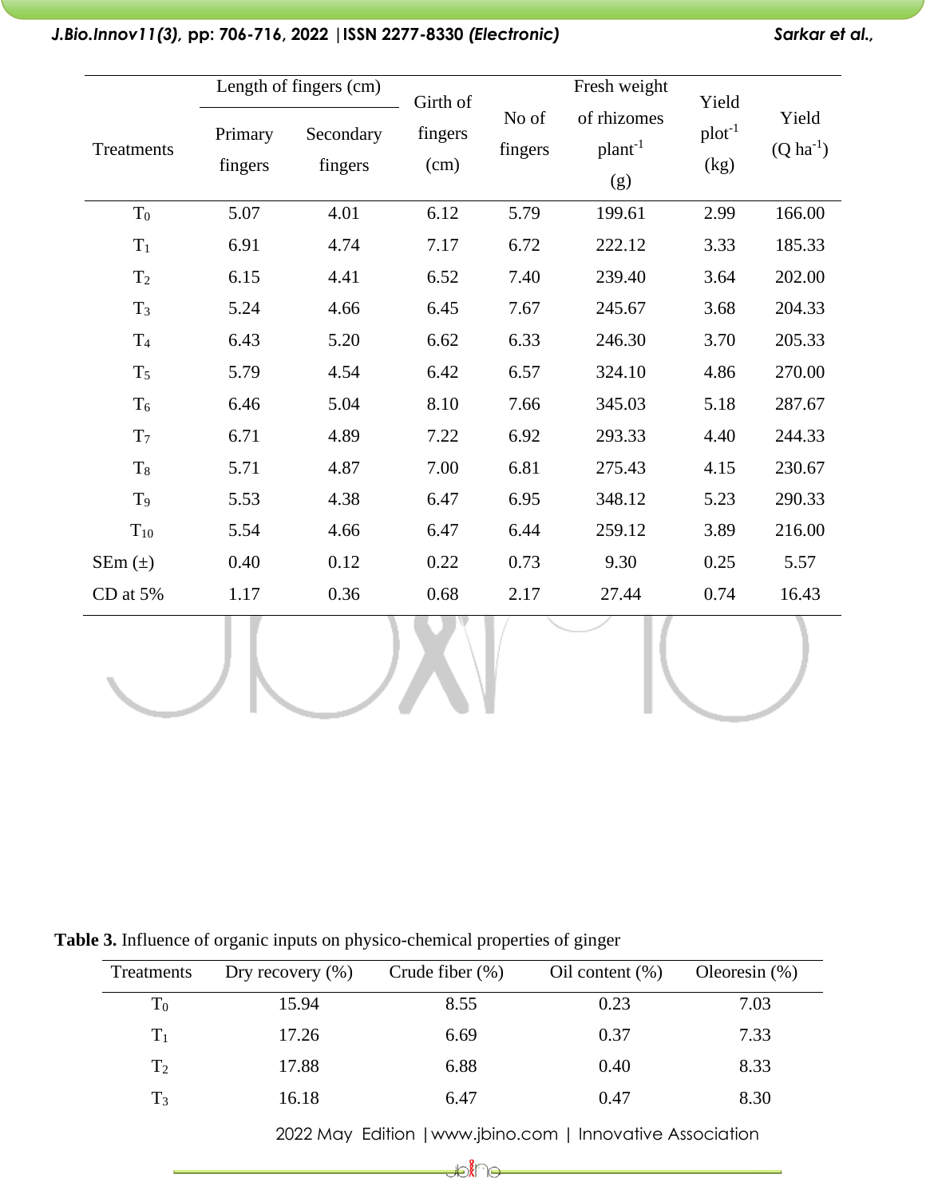| Treatments | Length of fingers (cm) | | Girth of fingers (cm) | No of fingers | Fresh weight of rhizomes $plant^{-1}$ (g) | Yield $plot^{-1}$ (kg) | Yield (Q $ha^{-1}$) |
|---|---|---|---|---|---|---|---|
| | Primary fingers | Secondary fingers | | | | | |
| $T_0$ | 5.07 | 4.01 | 6.12 | 5.79 | 199.61 | 2.99 | 166.00 |
| $T_1$ | 6.91 | 4.74 | 7.17 | 6.72 | 222.12 | 3.33 | 185.33 |
| $T_2$ | 6.15 | 4.41 | 6.52 | 7.40 | 239.40 | 3.64 | 202.00 |
| $T_3$ | 5.24 | 4.66 | 6.45 | 7.67 | 245.67 | 3.68 | 204.33 |
| $T_4$ | 6.43 | 5.20 | 6.62 | 6.33 | 246.30 | 3.70 | 205.33 |
| $T_5$ | 5.79 | 4.54 | 6.42 | 6.57 | 324.10 | 4.86 | 270.00 |
| $T_6$ | 6.46 | 5.04 | 8.10 | 7.66 | 345.03 | 5.18 | 287.67 |
| $T_7$ | 6.71 | 4.89 | 7.22 | 6.92 | 293.33 | 4.40 | 244.33 |
| $T_8$ | 5.71 | 4.87 | 7.00 | 6.81 | 275.43 | 4.15 | 230.67 |
| $T_9$ | 5.53 | 4.38 | 6.47 | 6.95 | 348.12 | 5.23 | 290.33 |
| $T_{10}$ | 5.54 | 4.66 | 6.47 | 6.44 | 259.12 | 3.89 | 216.00 |
| SEm (±) | 0.40 | 0.12 | 0.22 | 0.73 | 9.30 | 0.25 | 5.57 |
| CD at 5% | 1.17 | 0.36 | 0.68 | 2.17 | 27.44 | 0.74 | 16.43 |

**Table 3.** Influence of organic inputs on physico-chemical properties of ginger

| Treatments | Dry recovery (%) | Crude fiber (%) | Oil content (%) | Oleoresin (%) |
|---|---|---|---|---|
| $T_0$ | 15.94 | 8.55 | 0.23 | 7.03 |
| $T_1$ | 17.26 | 6.69 | 0.37 | 7.33 |
| $T_2$ | 17.88 | 6.88 | 0.40 | 8.33 |
| $T_3$ | 16.18 | 6.47 | 0.47 | 8.30 |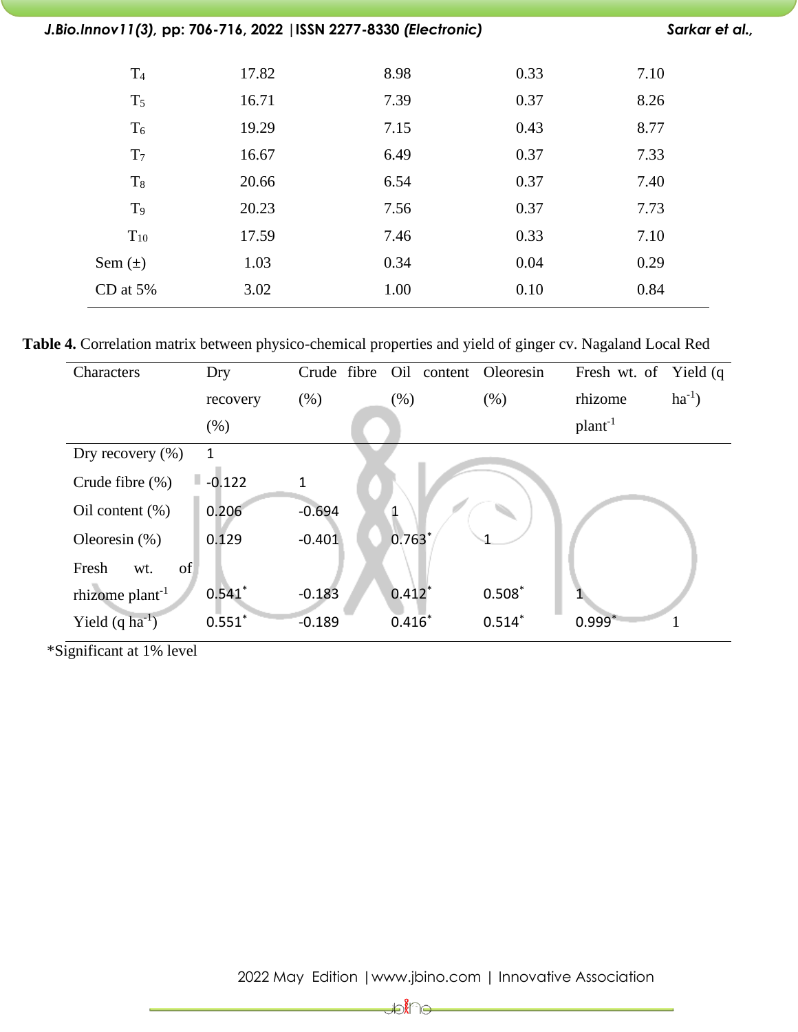| | | | | |
|---|---|---|---|---|
| $T_4$ | 17.82 | 8.98 | 0.33 | 7.10 |
| $T_5$ | 16.71 | 7.39 | 0.37 | 8.26 |
| $T_6$ | 19.29 | 7.15 | 0.43 | 8.77 |
| $T_7$ | 16.67 | 6.49 | 0.37 | 7.33 |
| $T_8$ | 20.66 | 6.54 | 0.37 | 7.40 |
| $T_9$ | 20.23 | 7.56 | 0.37 | 7.73 |
| $T_{10}$ | 17.59 | 7.46 | 0.33 | 7.10 |
| Sem (±) | 1.03 | 0.34 | 0.04 | 0.29 |
| CD at 5% | 3.02 | 1.00 | 0.10 | 0.84 |

**Table 4.** Correlation matrix between physico-chemical properties and yield of ginger cv. Nagaland Local Red

| Characters | Dry recovery (%) | Crude fibre (%) | Oil content (%) | Oleoresin (%) | Fresh wt. of rhizome plant$^{-1}$ | Yield (q ha$^{-1}$) |
|---|---|---|---|---|---|---|
| Dry recovery (%) | 1 | | | | | |
| Crude fibre (%) | -0.122 | 1 | | | | |
| Oil content (%) | 0.206 | -0.694 | 1 | | | |
| Oleoresin (%) | 0.129 | -0.401 | 0.763* | 1 | | |
| Fresh wt. of rhizome plant$^{-1}$ | 0.541* | -0.183 | 0.412* | 0.508* | 1 | |
| Yield (q ha$^{-1}$) | 0.551* | -0.189 | 0.416* | 0.514* | 0.999* | 1 |

*Significant at 1% level